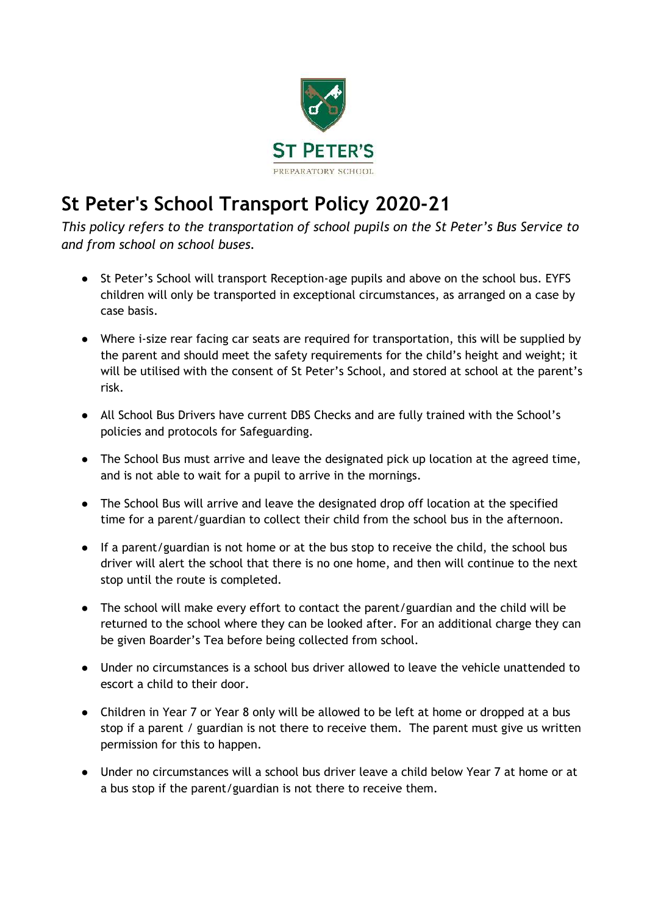ST PETER'S

PREPARATORY SCHOOL

# St Peter's School Transport Policy 2020-21

*This policy refers to the transportation of school pupils on the St Peter's Bus Service to and from school on school buses.*

- St Peter's School will transport Reception-age pupils and above on the school bus. EYFS children will only be transported in exceptional circumstances, as arranged on a case by case basis.

- Where i-size rear facing car seats are required for transportation, this will be supplied by the parent and should meet the safety requirements for the child's height and weight; it will be utilised with the consent of St Peter's School, and stored at school at the parent's risk.

- All School Bus Drivers have current DBS Checks and are fully trained with the School's policies and protocols for Safeguarding.

- The School Bus must arrive and leave the designated pick up location at the agreed time, and is not able to wait for a pupil to arrive in the mornings.

- The School Bus will arrive and leave the designated drop off location at the specified time for a parent/guardian to collect their child from the school bus in the afternoon.

- If a parent/guardian is not home or at the bus stop to receive the child, the school bus driver will alert the school that there is no one home, and then will continue to the next stop until the route is completed.

- The school will make every effort to contact the parent/guardian and the child will be returned to the school where they can be looked after. For an additional charge they can be given Boarder's Tea before being collected from school.

- Under no circumstances is a school bus driver allowed to leave the vehicle unattended to escort a child to their door.

- Children in Year 7 or Year 8 only will be allowed to be left at home or dropped at a bus stop if a parent / guardian is not there to receive them. The parent must give us written permission for this to happen.

- Under no circumstances will a school bus driver leave a child below Year 7 at home or at a bus stop if the parent/guardian is not there to receive them.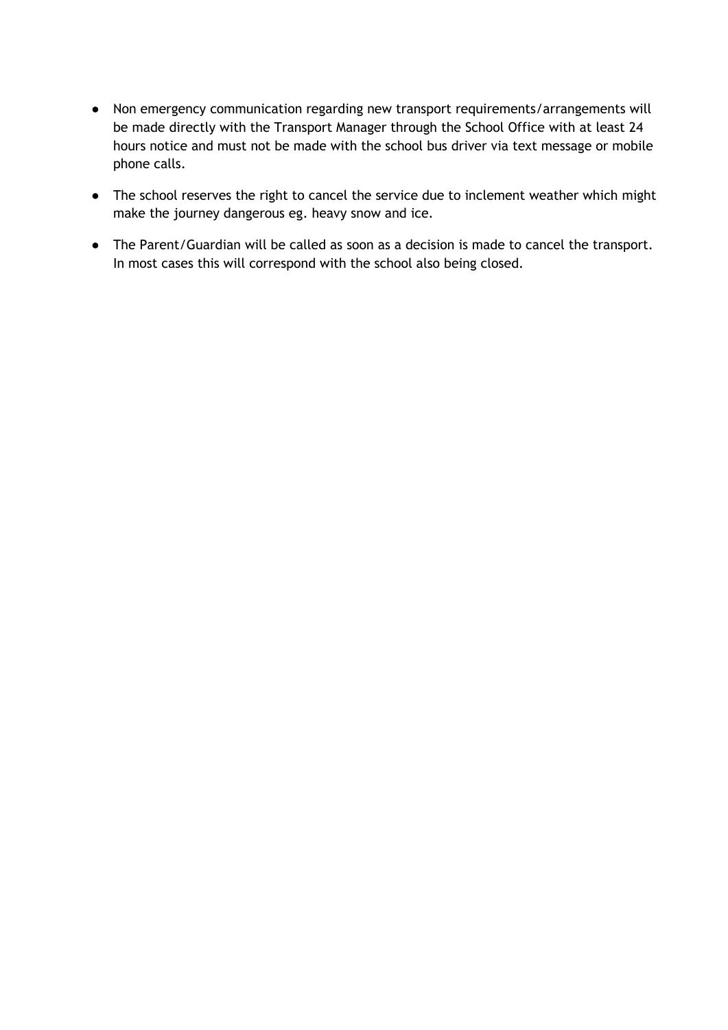- Non emergency communication regarding new transport requirements/arrangements will be made directly with the Transport Manager through the School Office with at least 24 hours notice and must not be made with the school bus driver via text message or mobile phone calls.
- The school reserves the right to cancel the service due to inclement weather which might make the journey dangerous eg. heavy snow and ice.
- The Parent/Guardian will be called as soon as a decision is made to cancel the transport. In most cases this will correspond with the school also being closed.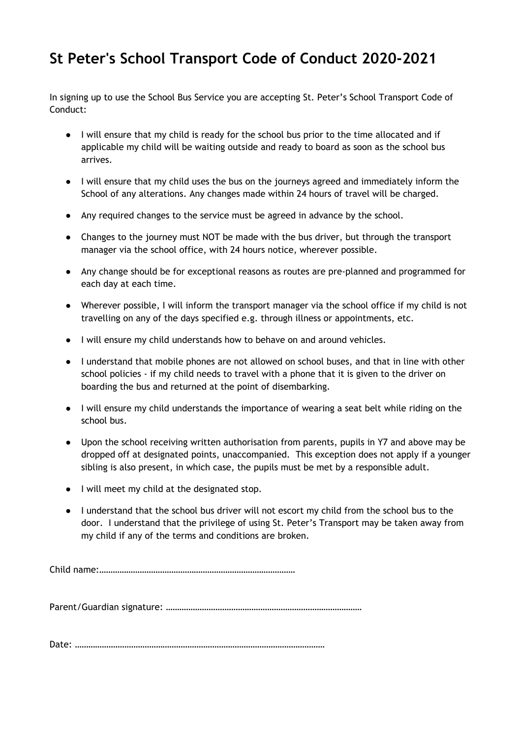# St Peter's School Transport Code of Conduct 2020-2021

In signing up to use the School Bus Service you are accepting St. Peter's School Transport Code of Conduct:

- I will ensure that my child is ready for the school bus prior to the time allocated and if applicable my child will be waiting outside and ready to board as soon as the school bus arrives.
- I will ensure that my child uses the bus on the journeys agreed and immediately inform the School of any alterations. Any changes made within 24 hours of travel will be charged.
- Any required changes to the service must be agreed in advance by the school.
- Changes to the journey must NOT be made with the bus driver, but through the transport manager via the school office, with 24 hours notice, wherever possible.
- Any change should be for exceptional reasons as routes are pre-planned and programmed for each day at each time.
- Wherever possible, I will inform the transport manager via the school office if my child is not travelling on any of the days specified e.g. through illness or appointments, etc.
- I will ensure my child understands how to behave on and around vehicles.
- I understand that mobile phones are not allowed on school buses, and that in line with other school policies - if my child needs to travel with a phone that it is given to the driver on boarding the bus and returned at the point of disembarking.
- I will ensure my child understands the importance of wearing a seat belt while riding on the school bus.
- Upon the school receiving written authorisation from parents, pupils in Y7 and above may be dropped off at designated points, unaccompanied. This exception does not apply if a younger sibling is also present, in which case, the pupils must be met by a responsible adult.
- I will meet my child at the designated stop.
- I understand that the school bus driver will not escort my child from the school bus to the door. I understand that the privilege of using St. Peter's Transport may be taken away from my child if any of the terms and conditions are broken.

Child name:……………………………………………………………………………

Parent/Guardian signature: ……………………………………………………………………………

Date: ……………………………………………………………………………………………………